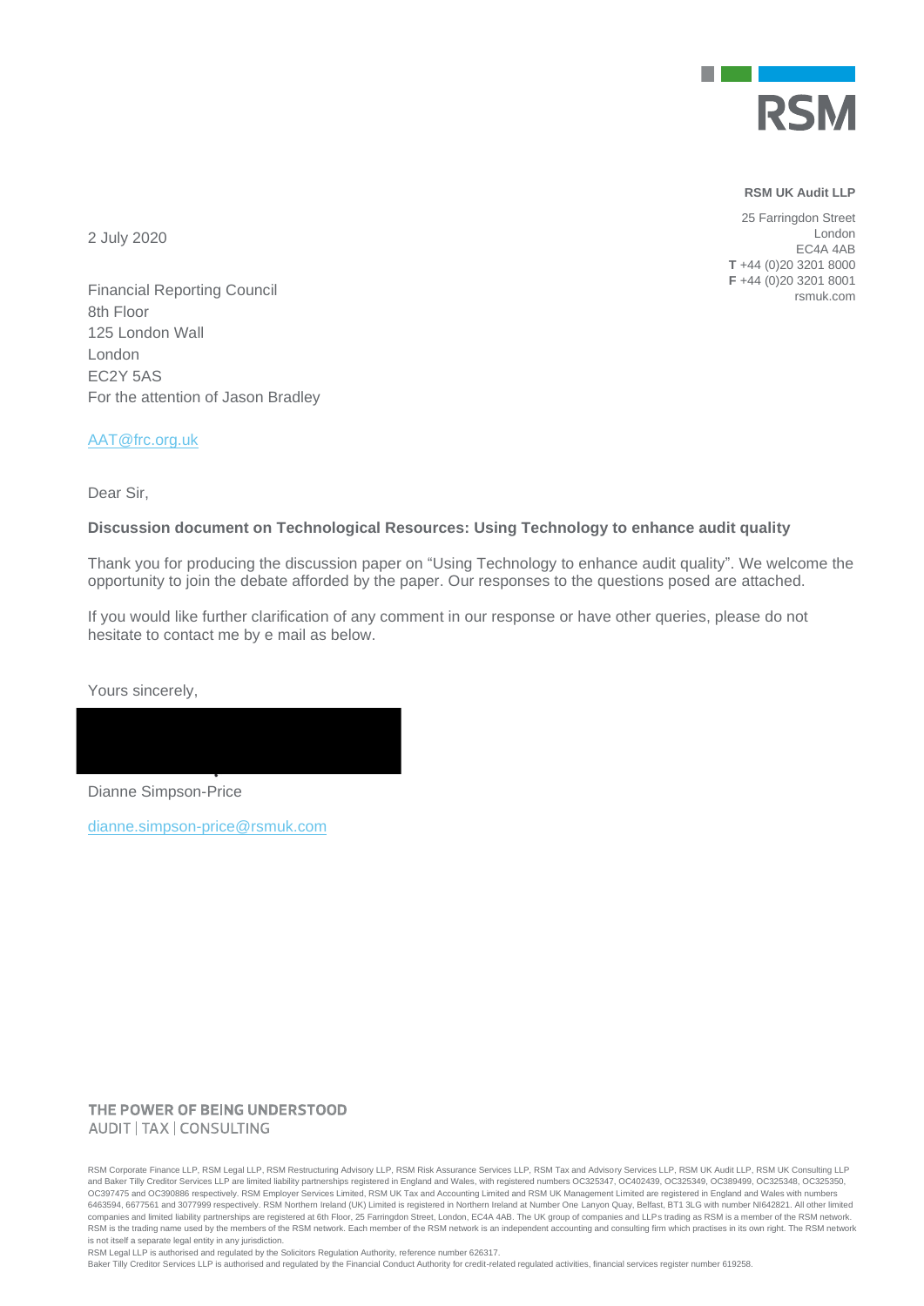RSM

**RSM UK Audit LLP**

25 Farringdon Street
London
EC4A 4AB
**T** +44 (0)20 3201 8000
**F** +44 (0)20 3201 8001
rsmuk.com

2 July 2020

Financial Reporting Council
8th Floor
125 London Wall
London
EC2Y 5AS
For the attention of Jason Bradley

AAT@frc.org.uk

Dear Sir,

**Discussion document on Technological Resources: Using Technology to enhance audit quality**

Thank you for producing the discussion paper on "Using Technology to enhance audit quality". We welcome the opportunity to join the debate afforded by the paper. Our responses to the questions posed are attached.

If you would like further clarification of any comment in our response or have other queries, please do not hesitate to contact me by e mail as below.

Yours sincerely,

Dianne Simpson-Price

dianne.simpson-price@rsmuk.com

THE POWER OF BEING UNDERSTOOD
AUDIT | TAX | CONSULTING

RSM Corporate Finance LLP, RSM Legal LLP, RSM Restructuring Advisory LLP, RSM Risk Assurance Services LLP, RSM Tax and Advisory Services LLP, RSM UK Audit LLP, RSM UK Consulting LLP and Baker Tilly Creditor Services LLP are limited liability partnerships registered in England and Wales, with registered numbers OC325347, OC402439, OC325349, OC389499, OC325348, OC325350, OC397475 and OC390886 respectively. RSM Employer Services Limited, RSM UK Tax and Accounting Limited and RSM UK Management Limited are registered in England and Wales with numbers 6463594, 6677561 and 3077999 respectively. RSM Northern Ireland (UK) Limited is registered in Northern Ireland at Number One Lanyon Quay, Belfast, BT1 3LG with number NI642821. All other limited companies and limited liability partnerships are registered at 6th Floor, 25 Farringdon Street, London, EC4A 4AB. The UK group of companies and LLPs trading as RSM is a member of the RSM network. RSM is the trading name used by the members of the RSM network. Each member of the RSM network is an independent accounting and consulting firm which practises in its own right. The RSM network is not itself a separate legal entity in any jurisdiction.
RSM Legal LLP is authorised and regulated by the Solicitors Regulation Authority, reference number 626317.
Baker Tilly Creditor Services LLP is authorised and regulated by the Financial Conduct Authority for credit-related regulated activities, financial services register number 619258.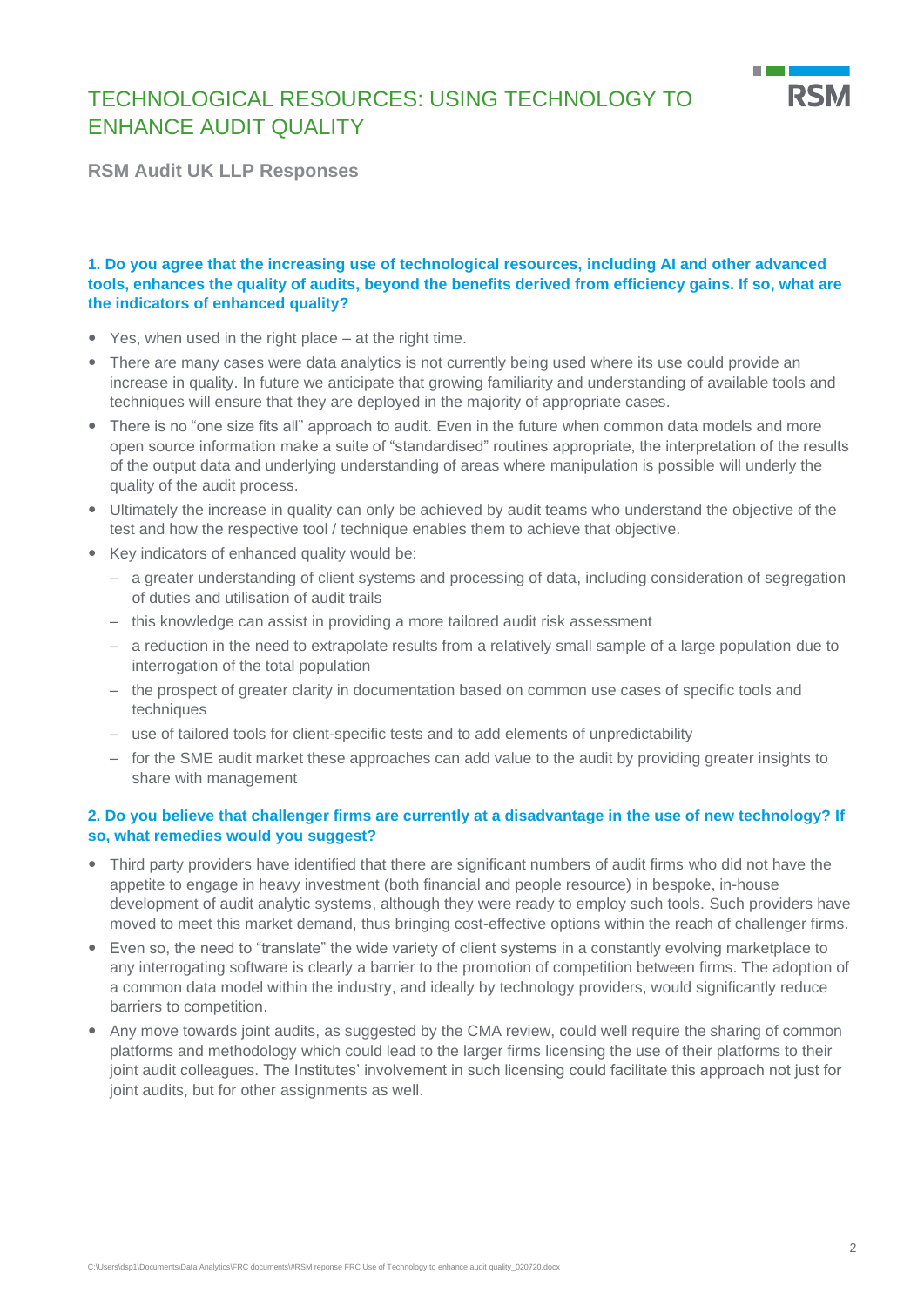# TECHNOLOGICAL RESOURCES: USING TECHNOLOGY TO ENHANCE AUDIT QUALITY

## RSM Audit UK LLP Responses

### 1. Do you agree that the increasing use of technological resources, including AI and other advanced tools, enhances the quality of audits, beyond the benefits derived from efficiency gains. If so, what are the indicators of enhanced quality?

- Yes, when used in the right place – at the right time.
- There are many cases were data analytics is not currently being used where its use could provide an increase in quality. In future we anticipate that growing familiarity and understanding of available tools and techniques will ensure that they are deployed in the majority of appropriate cases.
- There is no "one size fits all" approach to audit. Even in the future when common data models and more open source information make a suite of "standardised" routines appropriate, the interpretation of the results of the output data and underlying understanding of areas where manipulation is possible will underly the quality of the audit process.
- Ultimately the increase in quality can only be achieved by audit teams who understand the objective of the test and how the respective tool / technique enables them to achieve that objective.
- Key indicators of enhanced quality would be:
  - a greater understanding of client systems and processing of data, including consideration of segregation of duties and utilisation of audit trails
  - this knowledge can assist in providing a more tailored audit risk assessment
  - a reduction in the need to extrapolate results from a relatively small sample of a large population due to interrogation of the total population
  - the prospect of greater clarity in documentation based on common use cases of specific tools and techniques
  - use of tailored tools for client-specific tests and to add elements of unpredictability
  - for the SME audit market these approaches can add value to the audit by providing greater insights to share with management

### 2. Do you believe that challenger firms are currently at a disadvantage in the use of new technology? If so, what remedies would you suggest?

- Third party providers have identified that there are significant numbers of audit firms who did not have the appetite to engage in heavy investment (both financial and people resource) in bespoke, in-house development of audit analytic systems, although they were ready to employ such tools. Such providers have moved to meet this market demand, thus bringing cost-effective options within the reach of challenger firms.
- Even so, the need to "translate" the wide variety of client systems in a constantly evolving marketplace to any interrogating software is clearly a barrier to the promotion of competition between firms. The adoption of a common data model within the industry, and ideally by technology providers, would significantly reduce barriers to competition.
- Any move towards joint audits, as suggested by the CMA review, could well require the sharing of common platforms and methodology which could lead to the larger firms licensing the use of their platforms to their joint audit colleagues. The Institutes' involvement in such licensing could facilitate this approach not just for joint audits, but for other assignments as well.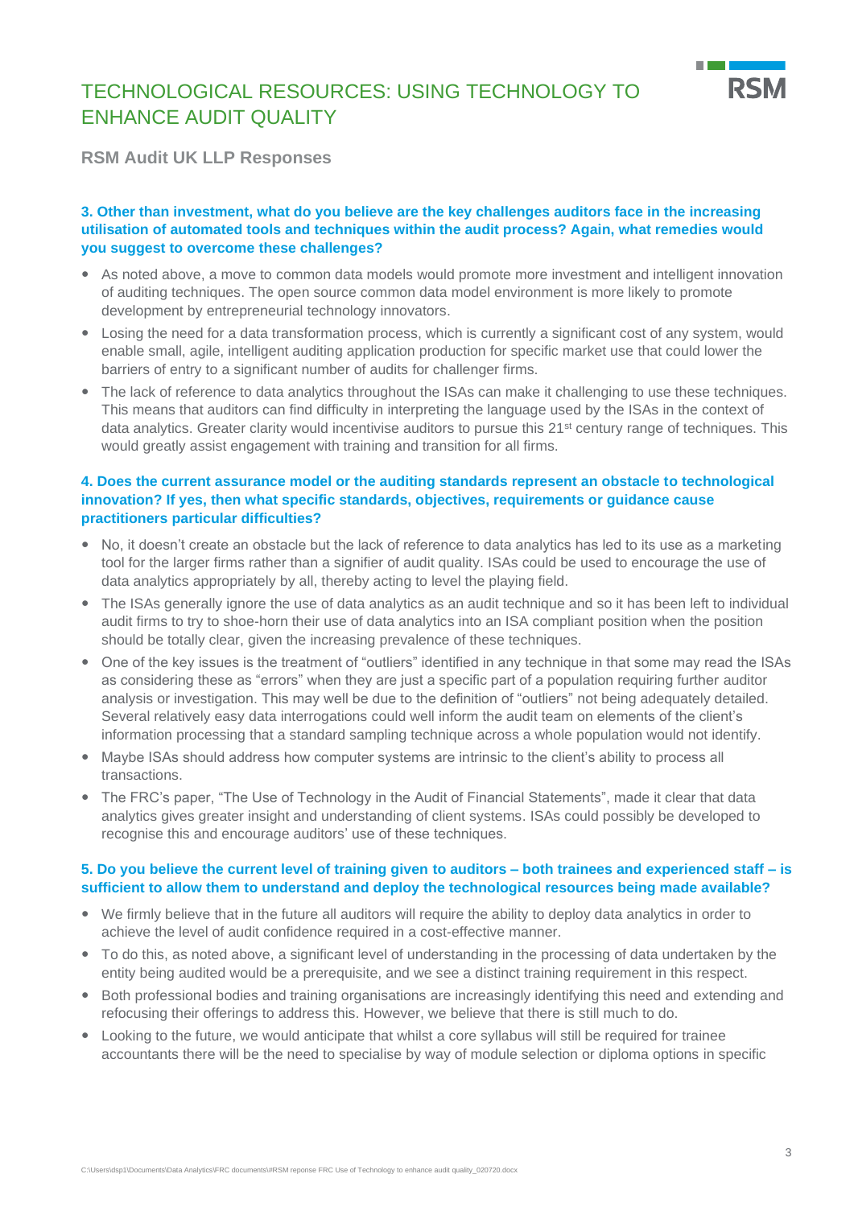# TECHNOLOGICAL RESOURCES: USING TECHNOLOGY TO ENHANCE AUDIT QUALITY

## RSM Audit UK LLP Responses

### 3. Other than investment, what do you believe are the key challenges auditors face in the increasing utilisation of automated tools and techniques within the audit process? Again, what remedies would you suggest to overcome these challenges?

- As noted above, a move to common data models would promote more investment and intelligent innovation of auditing techniques. The open source common data model environment is more likely to promote development by entrepreneurial technology innovators.
- Losing the need for a data transformation process, which is currently a significant cost of any system, would enable small, agile, intelligent auditing application production for specific market use that could lower the barriers of entry to a significant number of audits for challenger firms.
- The lack of reference to data analytics throughout the ISAs can make it challenging to use these techniques. This means that auditors can find difficulty in interpreting the language used by the ISAs in the context of data analytics. Greater clarity would incentivise auditors to pursue this 21st century range of techniques. This would greatly assist engagement with training and transition for all firms.

### 4. Does the current assurance model or the auditing standards represent an obstacle to technological innovation? If yes, then what specific standards, objectives, requirements or guidance cause practitioners particular difficulties?

- No, it doesn't create an obstacle but the lack of reference to data analytics has led to its use as a marketing tool for the larger firms rather than a signifier of audit quality. ISAs could be used to encourage the use of data analytics appropriately by all, thereby acting to level the playing field.
- The ISAs generally ignore the use of data analytics as an audit technique and so it has been left to individual audit firms to try to shoe-horn their use of data analytics into an ISA compliant position when the position should be totally clear, given the increasing prevalence of these techniques.
- One of the key issues is the treatment of "outliers" identified in any technique in that some may read the ISAs as considering these as "errors" when they are just a specific part of a population requiring further auditor analysis or investigation. This may well be due to the definition of "outliers" not being adequately detailed. Several relatively easy data interrogations could well inform the audit team on elements of the client's information processing that a standard sampling technique across a whole population would not identify.
- Maybe ISAs should address how computer systems are intrinsic to the client's ability to process all transactions.
- The FRC's paper, "The Use of Technology in the Audit of Financial Statements", made it clear that data analytics gives greater insight and understanding of client systems. ISAs could possibly be developed to recognise this and encourage auditors' use of these techniques.

### 5. Do you believe the current level of training given to auditors – both trainees and experienced staff – is sufficient to allow them to understand and deploy the technological resources being made available?

- We firmly believe that in the future all auditors will require the ability to deploy data analytics in order to achieve the level of audit confidence required in a cost-effective manner.
- To do this, as noted above, a significant level of understanding in the processing of data undertaken by the entity being audited would be a prerequisite, and we see a distinct training requirement in this respect.
- Both professional bodies and training organisations are increasingly identifying this need and extending and refocusing their offerings to address this. However, we believe that there is still much to do.
- Looking to the future, we would anticipate that whilst a core syllabus will still be required for trainee accountants there will be the need to specialise by way of module selection or diploma options in specific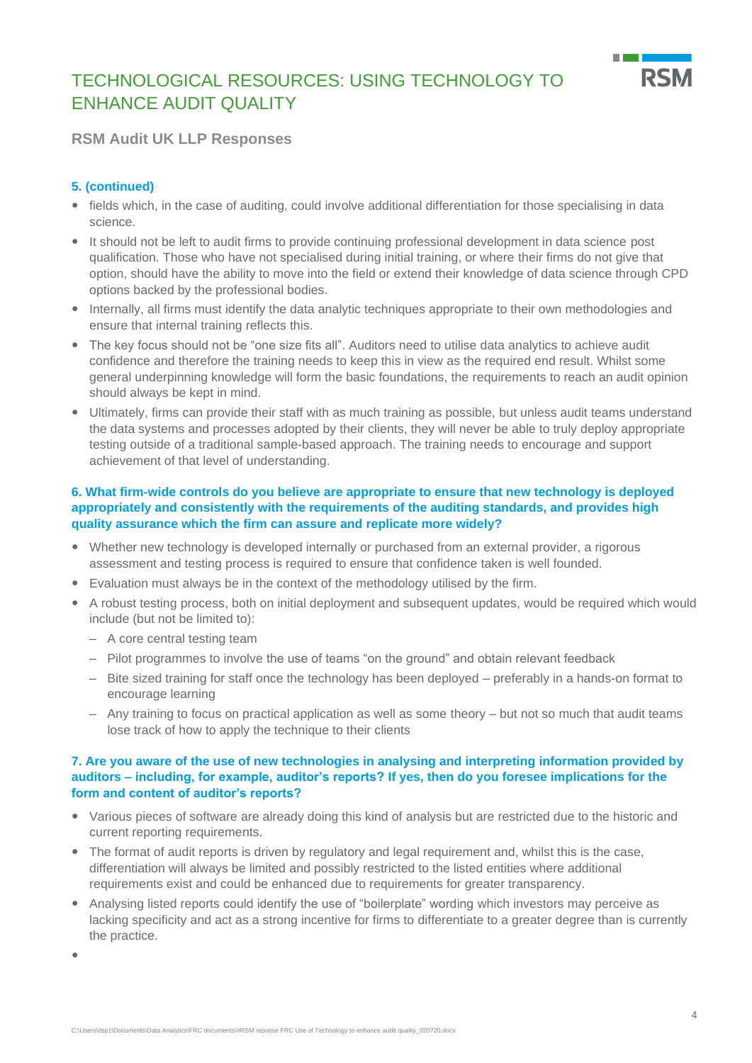# TECHNOLOGICAL RESOURCES: USING TECHNOLOGY TO ENHANCE AUDIT QUALITY

## RSM Audit UK LLP Responses

**5. (continued)**

- fields which, in the case of auditing, could involve additional differentiation for those specialising in data science.
- It should not be left to audit firms to provide continuing professional development in data science post qualification. Those who have not specialised during initial training, or where their firms do not give that option, should have the ability to move into the field or extend their knowledge of data science through CPD options backed by the professional bodies.
- Internally, all firms must identify the data analytic techniques appropriate to their own methodologies and ensure that internal training reflects this.
- The key focus should not be "one size fits all". Auditors need to utilise data analytics to achieve audit confidence and therefore the training needs to keep this in view as the required end result. Whilst some general underpinning knowledge will form the basic foundations, the requirements to reach an audit opinion should always be kept in mind.
- Ultimately, firms can provide their staff with as much training as possible, but unless audit teams understand the data systems and processes adopted by their clients, they will never be able to truly deploy appropriate testing outside of a traditional sample-based approach. The training needs to encourage and support achievement of that level of understanding.

**6. What firm-wide controls do you believe are appropriate to ensure that new technology is deployed appropriately and consistently with the requirements of the auditing standards, and provides high quality assurance which the firm can assure and replicate more widely?**

- Whether new technology is developed internally or purchased from an external provider, a rigorous assessment and testing process is required to ensure that confidence taken is well founded.
- Evaluation must always be in the context of the methodology utilised by the firm.
- A robust testing process, both on initial deployment and subsequent updates, would be required which would include (but not be limited to):
  - A core central testing team
  - Pilot programmes to involve the use of teams "on the ground" and obtain relevant feedback
  - Bite sized training for staff once the technology has been deployed – preferably in a hands-on format to encourage learning
  - Any training to focus on practical application as well as some theory – but not so much that audit teams lose track of how to apply the technique to their clients

**7. Are you aware of the use of new technologies in analysing and interpreting information provided by auditors – including, for example, auditor's reports? If yes, then do you foresee implications for the form and content of auditor's reports?**

- Various pieces of software are already doing this kind of analysis but are restricted due to the historic and current reporting requirements.
- The format of audit reports is driven by regulatory and legal requirement and, whilst this is the case, differentiation will always be limited and possibly restricted to the listed entities where additional requirements exist and could be enhanced due to requirements for greater transparency.
- Analysing listed reports could identify the use of "boilerplate" wording which investors may perceive as lacking specificity and act as a strong incentive for firms to differentiate to a greater degree than is currently the practice.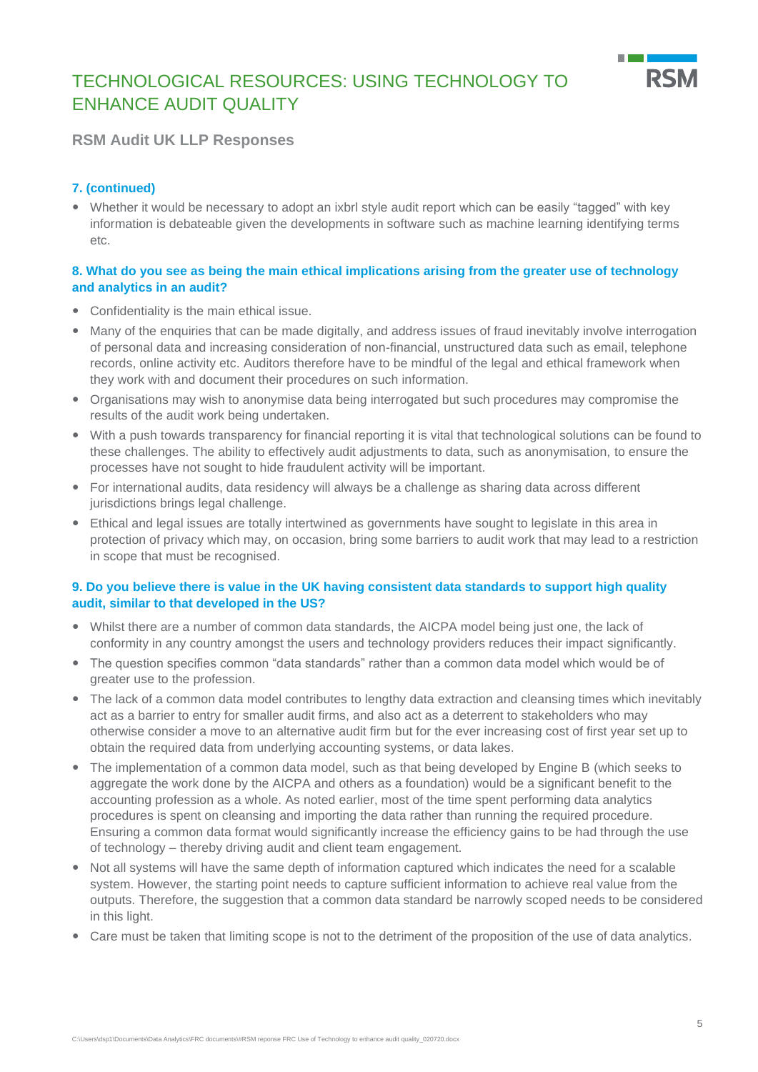# TECHNOLOGICAL RESOURCES: USING TECHNOLOGY TO ENHANCE AUDIT QUALITY

## RSM Audit UK LLP Responses

### 7. (continued)

- Whether it would be necessary to adopt an ixbrl style audit report which can be easily "tagged" with key information is debateable given the developments in software such as machine learning identifying terms etc.

### 8. What do you see as being the main ethical implications arising from the greater use of technology and analytics in an audit?

- Confidentiality is the main ethical issue.
- Many of the enquiries that can be made digitally, and address issues of fraud inevitably involve interrogation of personal data and increasing consideration of non-financial, unstructured data such as email, telephone records, online activity etc. Auditors therefore have to be mindful of the legal and ethical framework when they work with and document their procedures on such information.
- Organisations may wish to anonymise data being interrogated but such procedures may compromise the results of the audit work being undertaken.
- With a push towards transparency for financial reporting it is vital that technological solutions can be found to these challenges. The ability to effectively audit adjustments to data, such as anonymisation, to ensure the processes have not sought to hide fraudulent activity will be important.
- For international audits, data residency will always be a challenge as sharing data across different jurisdictions brings legal challenge.
- Ethical and legal issues are totally intertwined as governments have sought to legislate in this area in protection of privacy which may, on occasion, bring some barriers to audit work that may lead to a restriction in scope that must be recognised.

### 9. Do you believe there is value in the UK having consistent data standards to support high quality audit, similar to that developed in the US?

- Whilst there are a number of common data standards, the AICPA model being just one, the lack of conformity in any country amongst the users and technology providers reduces their impact significantly.
- The question specifies common "data standards" rather than a common data model which would be of greater use to the profession.
- The lack of a common data model contributes to lengthy data extraction and cleansing times which inevitably act as a barrier to entry for smaller audit firms, and also act as a deterrent to stakeholders who may otherwise consider a move to an alternative audit firm but for the ever increasing cost of first year set up to obtain the required data from underlying accounting systems, or data lakes.
- The implementation of a common data model, such as that being developed by Engine B (which seeks to aggregate the work done by the AICPA and others as a foundation) would be a significant benefit to the accounting profession as a whole. As noted earlier, most of the time spent performing data analytics procedures is spent on cleansing and importing the data rather than running the required procedure. Ensuring a common data format would significantly increase the efficiency gains to be had through the use of technology – thereby driving audit and client team engagement.
- Not all systems will have the same depth of information captured which indicates the need for a scalable system. However, the starting point needs to capture sufficient information to achieve real value from the outputs. Therefore, the suggestion that a common data standard be narrowly scoped needs to be considered in this light.
- Care must be taken that limiting scope is not to the detriment of the proposition of the use of data analytics.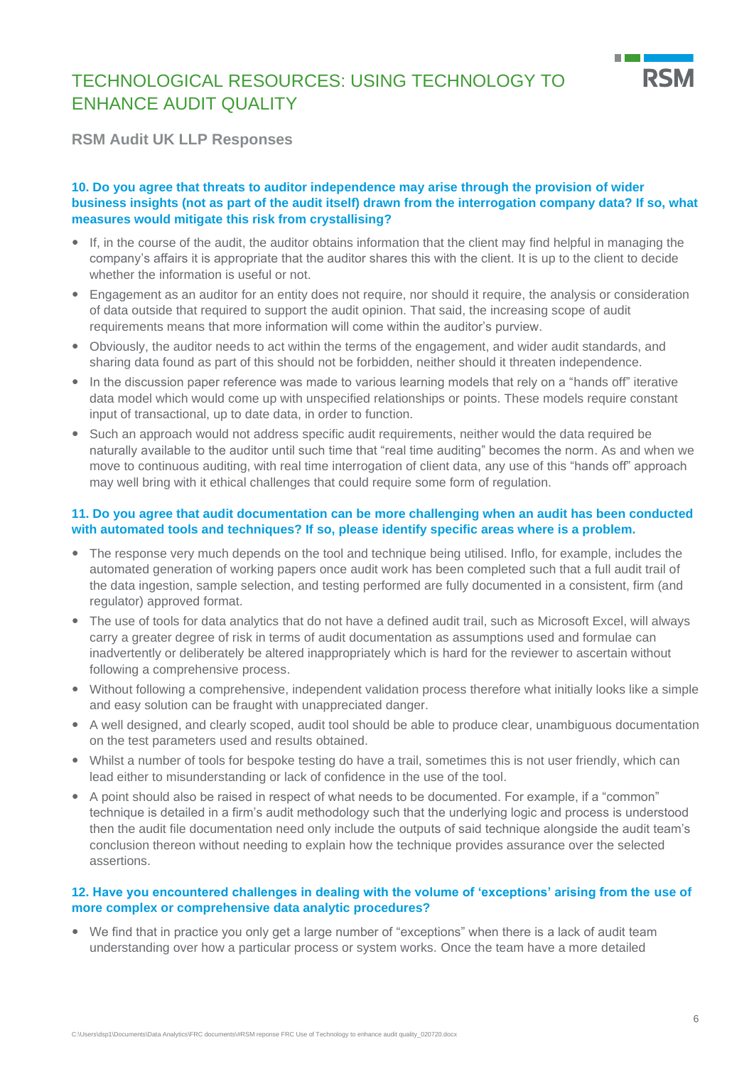# TECHNOLOGICAL RESOURCES: USING TECHNOLOGY TO ENHANCE AUDIT QUALITY

## RSM Audit UK LLP Responses

### 10. Do you agree that threats to auditor independence may arise through the provision of wider business insights (not as part of the audit itself) drawn from the interrogation company data? If so, what measures would mitigate this risk from crystallising?

- If, in the course of the audit, the auditor obtains information that the client may find helpful in managing the company's affairs it is appropriate that the auditor shares this with the client. It is up to the client to decide whether the information is useful or not.
- Engagement as an auditor for an entity does not require, nor should it require, the analysis or consideration of data outside that required to support the audit opinion. That said, the increasing scope of audit requirements means that more information will come within the auditor's purview.
- Obviously, the auditor needs to act within the terms of the engagement, and wider audit standards, and sharing data found as part of this should not be forbidden, neither should it threaten independence.
- In the discussion paper reference was made to various learning models that rely on a "hands off" iterative data model which would come up with unspecified relationships or points. These models require constant input of transactional, up to date data, in order to function.
- Such an approach would not address specific audit requirements, neither would the data required be naturally available to the auditor until such time that "real time auditing" becomes the norm. As and when we move to continuous auditing, with real time interrogation of client data, any use of this "hands off" approach may well bring with it ethical challenges that could require some form of regulation.

### 11. Do you agree that audit documentation can be more challenging when an audit has been conducted with automated tools and techniques? If so, please identify specific areas where is a problem.

- The response very much depends on the tool and technique being utilised. Inflo, for example, includes the automated generation of working papers once audit work has been completed such that a full audit trail of the data ingestion, sample selection, and testing performed are fully documented in a consistent, firm (and regulator) approved format.
- The use of tools for data analytics that do not have a defined audit trail, such as Microsoft Excel, will always carry a greater degree of risk in terms of audit documentation as assumptions used and formulae can inadvertently or deliberately be altered inappropriately which is hard for the reviewer to ascertain without following a comprehensive process.
- Without following a comprehensive, independent validation process therefore what initially looks like a simple and easy solution can be fraught with unappreciated danger.
- A well designed, and clearly scoped, audit tool should be able to produce clear, unambiguous documentation on the test parameters used and results obtained.
- Whilst a number of tools for bespoke testing do have a trail, sometimes this is not user friendly, which can lead either to misunderstanding or lack of confidence in the use of the tool.
- A point should also be raised in respect of what needs to be documented. For example, if a "common" technique is detailed in a firm's audit methodology such that the underlying logic and process is understood then the audit file documentation need only include the outputs of said technique alongside the audit team's conclusion thereon without needing to explain how the technique provides assurance over the selected assertions.

### 12. Have you encountered challenges in dealing with the volume of 'exceptions' arising from the use of more complex or comprehensive data analytic procedures?

- We find that in practice you only get a large number of "exceptions" when there is a lack of audit team understanding over how a particular process or system works. Once the team have a more detailed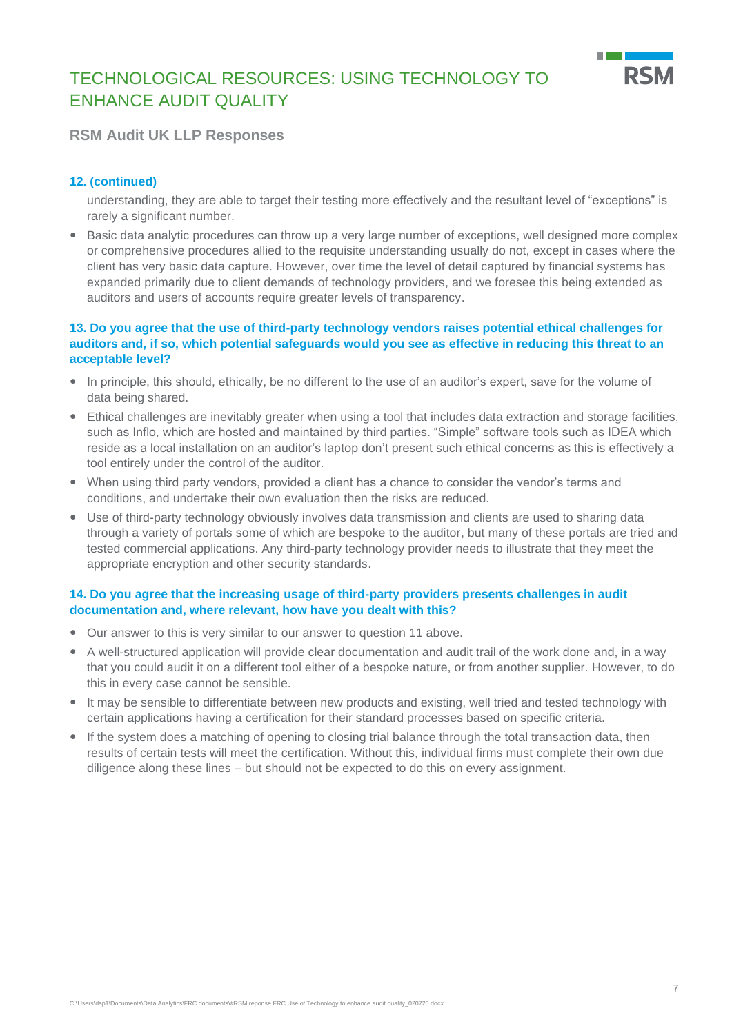# TECHNOLOGICAL RESOURCES: USING TECHNOLOGY TO ENHANCE AUDIT QUALITY

## RSM Audit UK LLP Responses

**12. (continued)**

understanding, they are able to target their testing more effectively and the resultant level of "exceptions" is rarely a significant number.

- Basic data analytic procedures can throw up a very large number of exceptions, well designed more complex or comprehensive procedures allied to the requisite understanding usually do not, except in cases where the client has very basic data capture. However, over time the level of detail captured by financial systems has expanded primarily due to client demands of technology providers, and we foresee this being extended as auditors and users of accounts require greater levels of transparency.

**13. Do you agree that the use of third-party technology vendors raises potential ethical challenges for auditors and, if so, which potential safeguards would you see as effective in reducing this threat to an acceptable level?**

- In principle, this should, ethically, be no different to the use of an auditor's expert, save for the volume of data being shared.
- Ethical challenges are inevitably greater when using a tool that includes data extraction and storage facilities, such as Inflo, which are hosted and maintained by third parties. "Simple" software tools such as IDEA which reside as a local installation on an auditor's laptop don't present such ethical concerns as this is effectively a tool entirely under the control of the auditor.
- When using third party vendors, provided a client has a chance to consider the vendor's terms and conditions, and undertake their own evaluation then the risks are reduced.
- Use of third-party technology obviously involves data transmission and clients are used to sharing data through a variety of portals some of which are bespoke to the auditor, but many of these portals are tried and tested commercial applications. Any third-party technology provider needs to illustrate that they meet the appropriate encryption and other security standards.

**14. Do you agree that the increasing usage of third-party providers presents challenges in audit documentation and, where relevant, how have you dealt with this?**

- Our answer to this is very similar to our answer to question 11 above.
- A well-structured application will provide clear documentation and audit trail of the work done and, in a way that you could audit it on a different tool either of a bespoke nature, or from another supplier. However, to do this in every case cannot be sensible.
- It may be sensible to differentiate between new products and existing, well tried and tested technology with certain applications having a certification for their standard processes based on specific criteria.
- If the system does a matching of opening to closing trial balance through the total transaction data, then results of certain tests will meet the certification. Without this, individual firms must complete their own due diligence along these lines – but should not be expected to do this on every assignment.